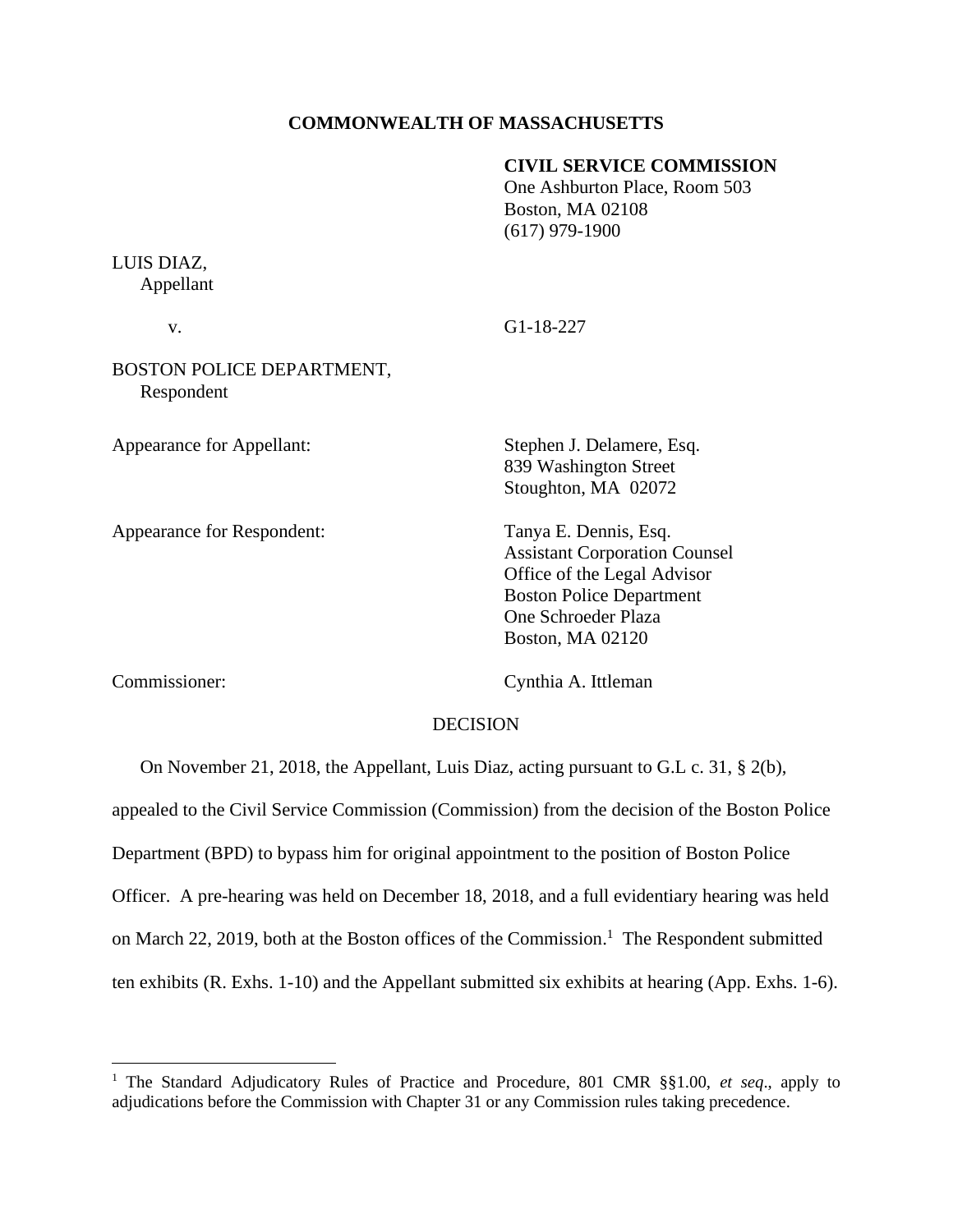**COMMONWEALTH OF MASSACHUSETTS**

**CIVIL SERVICE COMMISSION**
One Ashburton Place, Room 503
Boston, MA 02108
(617) 979-1900

LUIS DIAZ,
Appellant

v.

G1-18-227

BOSTON POLICE DEPARTMENT,
Respondent

Appearance for Appellant: Stephen J. Delamere, Esq.
839 Washington Street
Stoughton, MA 02072

Appearance for Respondent: Tanya E. Dennis, Esq.
Assistant Corporation Counsel
Office of the Legal Advisor
Boston Police Department
One Schroeder Plaza
Boston, MA 02120

Commissioner: Cynthia A. Ittleman

DECISION

On November 21, 2018, the Appellant, Luis Diaz, acting pursuant to G.L c. 31, § 2(b), appealed to the Civil Service Commission (Commission) from the decision of the Boston Police Department (BPD) to bypass him for original appointment to the position of Boston Police Officer. A pre-hearing was held on December 18, 2018, and a full evidentiary hearing was held on March 22, 2019, both at the Boston offices of the Commission.[1] The Respondent submitted ten exhibits (R. Exhs. 1-10) and the Appellant submitted six exhibits at hearing (App. Exhs. 1-6).

---

[1] The Standard Adjudicatory Rules of Practice and Procedure, 801 CMR §§1.00, *et seq*., apply to adjudications before the Commission with Chapter 31 or any Commission rules taking precedence.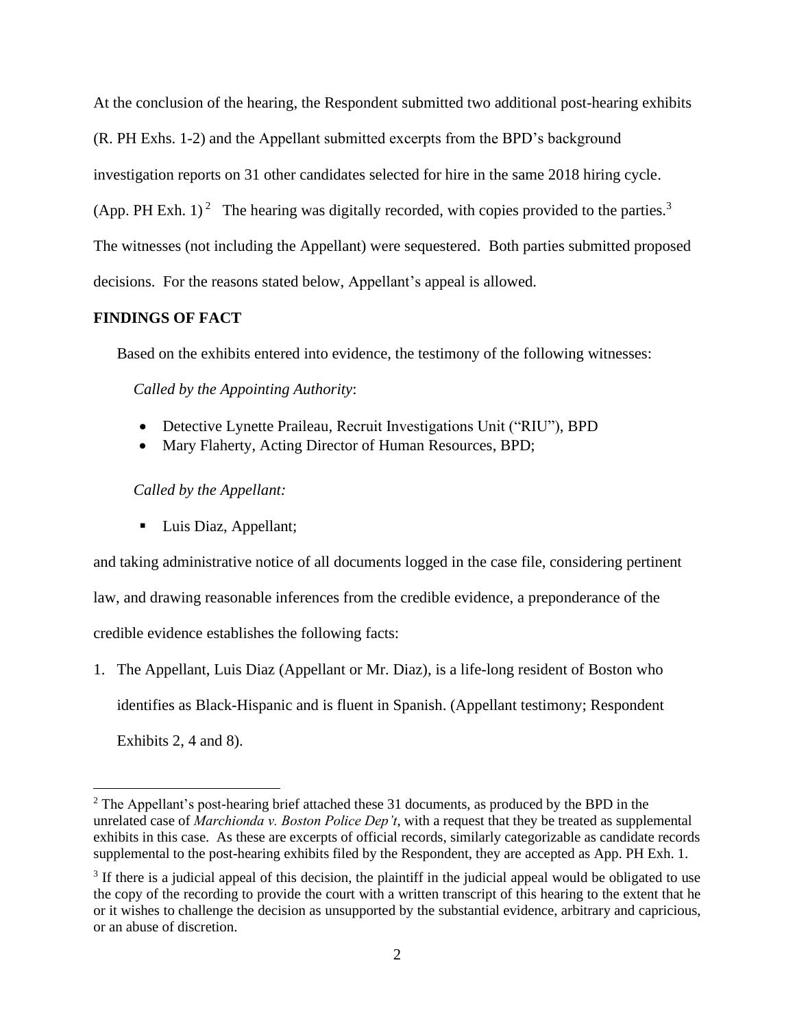At the conclusion of the hearing, the Respondent submitted two additional post-hearing exhibits (R. PH Exhs. 1-2) and the Appellant submitted excerpts from the BPD's background investigation reports on 31 other candidates selected for hire in the same 2018 hiring cycle. (App. PH Exh. 1) [2] The hearing was digitally recorded, with copies provided to the parties.[3] The witnesses (not including the Appellant) were sequestered. Both parties submitted proposed decisions. For the reasons stated below, Appellant's appeal is allowed.

## FINDINGS OF FACT

Based on the exhibits entered into evidence, the testimony of the following witnesses:

*Called by the Appointing Authority*:

- Detective Lynette Praileau, Recruit Investigations Unit ("RIU"), BPD
- Mary Flaherty, Acting Director of Human Resources, BPD;

*Called by the Appellant:*

- Luis Diaz, Appellant;

and taking administrative notice of all documents logged in the case file, considering pertinent law, and drawing reasonable inferences from the credible evidence, a preponderance of the credible evidence establishes the following facts:

1. The Appellant, Luis Diaz (Appellant or Mr. Diaz), is a life-long resident of Boston who identifies as Black-Hispanic and is fluent in Spanish. (Appellant testimony; Respondent Exhibits 2, 4 and 8).

---

[2] The Appellant's post-hearing brief attached these 31 documents, as produced by the BPD in the unrelated case of *Marchionda v. Boston Police Dep't*, with a request that they be treated as supplemental exhibits in this case. As these are excerpts of official records, similarly categorizable as candidate records supplemental to the post-hearing exhibits filed by the Respondent, they are accepted as App. PH Exh. 1.

[3] If there is a judicial appeal of this decision, the plaintiff in the judicial appeal would be obligated to use the copy of the recording to provide the court with a written transcript of this hearing to the extent that he or it wishes to challenge the decision as unsupported by the substantial evidence, arbitrary and capricious, or an abuse of discretion.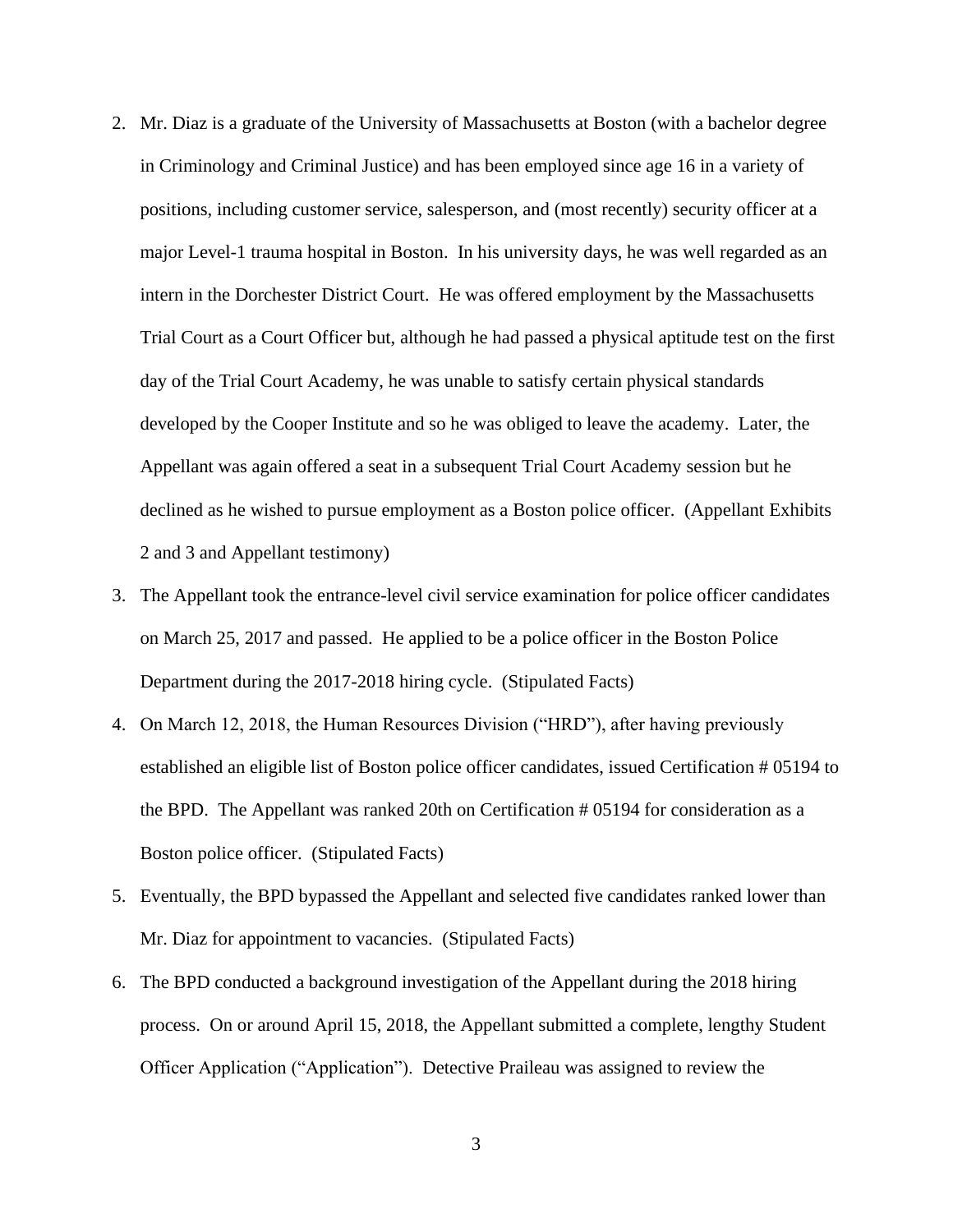2. Mr. Diaz is a graduate of the University of Massachusetts at Boston (with a bachelor degree in Criminology and Criminal Justice) and has been employed since age 16 in a variety of positions, including customer service, salesperson, and (most recently) security officer at a major Level-1 trauma hospital in Boston. In his university days, he was well regarded as an intern in the Dorchester District Court. He was offered employment by the Massachusetts Trial Court as a Court Officer but, although he had passed a physical aptitude test on the first day of the Trial Court Academy, he was unable to satisfy certain physical standards developed by the Cooper Institute and so he was obliged to leave the academy. Later, the Appellant was again offered a seat in a subsequent Trial Court Academy session but he declined as he wished to pursue employment as a Boston police officer. (Appellant Exhibits 2 and 3 and Appellant testimony)
3. The Appellant took the entrance-level civil service examination for police officer candidates on March 25, 2017 and passed. He applied to be a police officer in the Boston Police Department during the 2017-2018 hiring cycle. (Stipulated Facts)
4. On March 12, 2018, the Human Resources Division ("HRD"), after having previously established an eligible list of Boston police officer candidates, issued Certification # 05194 to the BPD. The Appellant was ranked 20th on Certification # 05194 for consideration as a Boston police officer. (Stipulated Facts)
5. Eventually, the BPD bypassed the Appellant and selected five candidates ranked lower than Mr. Diaz for appointment to vacancies. (Stipulated Facts)
6. The BPD conducted a background investigation of the Appellant during the 2018 hiring process. On or around April 15, 2018, the Appellant submitted a complete, lengthy Student Officer Application ("Application"). Detective Praileau was assigned to review the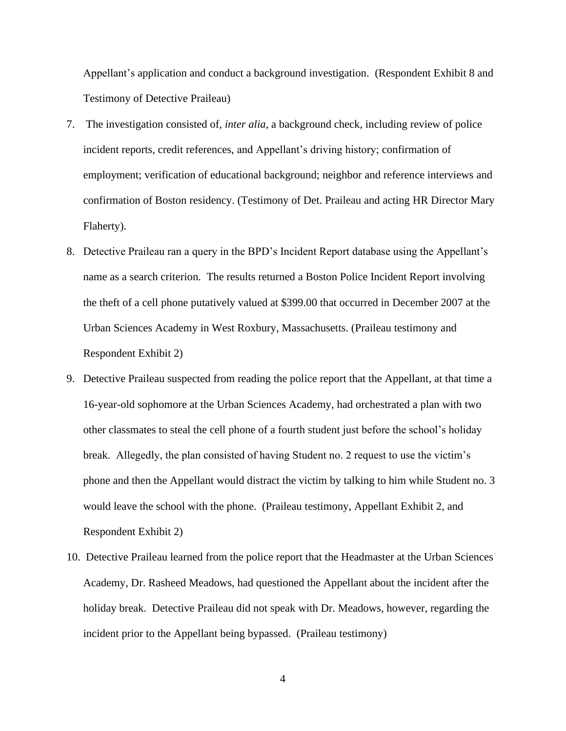Appellant's application and conduct a background investigation. (Respondent Exhibit 8 and Testimony of Detective Praileau)

7. The investigation consisted of, *inter alia*, a background check, including review of police incident reports, credit references, and Appellant's driving history; confirmation of employment; verification of educational background; neighbor and reference interviews and confirmation of Boston residency. (Testimony of Det. Praileau and acting HR Director Mary Flaherty).

8. Detective Praileau ran a query in the BPD's Incident Report database using the Appellant's name as a search criterion. The results returned a Boston Police Incident Report involving the theft of a cell phone putatively valued at $399.00 that occurred in December 2007 at the Urban Sciences Academy in West Roxbury, Massachusetts. (Praileau testimony and Respondent Exhibit 2)

9. Detective Praileau suspected from reading the police report that the Appellant, at that time a 16-year-old sophomore at the Urban Sciences Academy, had orchestrated a plan with two other classmates to steal the cell phone of a fourth student just before the school's holiday break. Allegedly, the plan consisted of having Student no. 2 request to use the victim's phone and then the Appellant would distract the victim by talking to him while Student no. 3 would leave the school with the phone. (Praileau testimony, Appellant Exhibit 2, and Respondent Exhibit 2)

10. Detective Praileau learned from the police report that the Headmaster at the Urban Sciences Academy, Dr. Rasheed Meadows, had questioned the Appellant about the incident after the holiday break. Detective Praileau did not speak with Dr. Meadows, however, regarding the incident prior to the Appellant being bypassed. (Praileau testimony)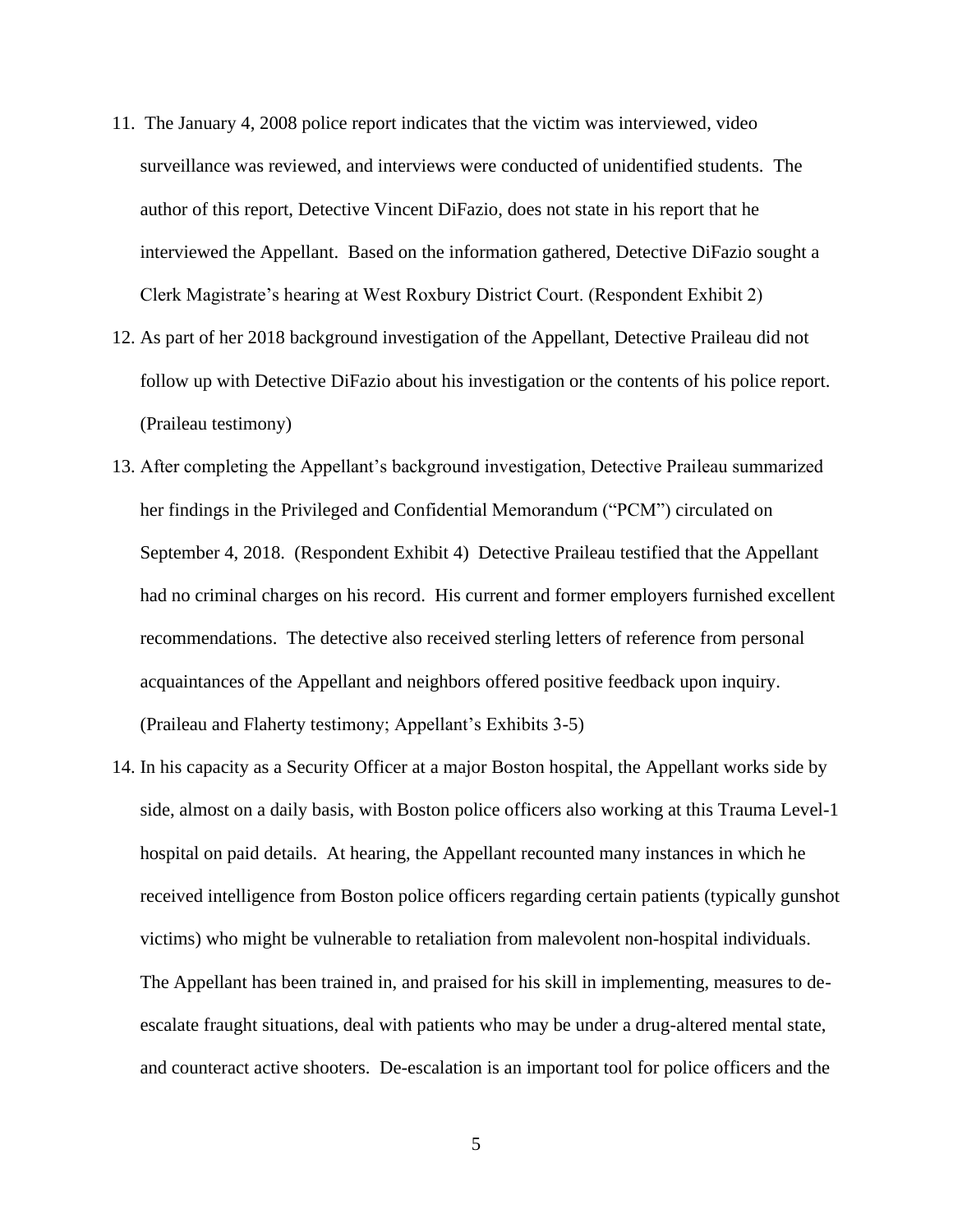11. The January 4, 2008 police report indicates that the victim was interviewed, video surveillance was reviewed, and interviews were conducted of unidentified students. The author of this report, Detective Vincent DiFazio, does not state in his report that he interviewed the Appellant. Based on the information gathered, Detective DiFazio sought a Clerk Magistrate's hearing at West Roxbury District Court. (Respondent Exhibit 2)
12. As part of her 2018 background investigation of the Appellant, Detective Praileau did not follow up with Detective DiFazio about his investigation or the contents of his police report. (Praileau testimony)
13. After completing the Appellant's background investigation, Detective Praileau summarized her findings in the Privileged and Confidential Memorandum ("PCM") circulated on September 4, 2018. (Respondent Exhibit 4) Detective Praileau testified that the Appellant had no criminal charges on his record. His current and former employers furnished excellent recommendations. The detective also received sterling letters of reference from personal acquaintances of the Appellant and neighbors offered positive feedback upon inquiry. (Praileau and Flaherty testimony; Appellant's Exhibits 3-5)
14. In his capacity as a Security Officer at a major Boston hospital, the Appellant works side by side, almost on a daily basis, with Boston police officers also working at this Trauma Level-1 hospital on paid details. At hearing, the Appellant recounted many instances in which he received intelligence from Boston police officers regarding certain patients (typically gunshot victims) who might be vulnerable to retaliation from malevolent non-hospital individuals. The Appellant has been trained in, and praised for his skill in implementing, measures to de-escalate fraught situations, deal with patients who may be under a drug-altered mental state, and counteract active shooters. De-escalation is an important tool for police officers and the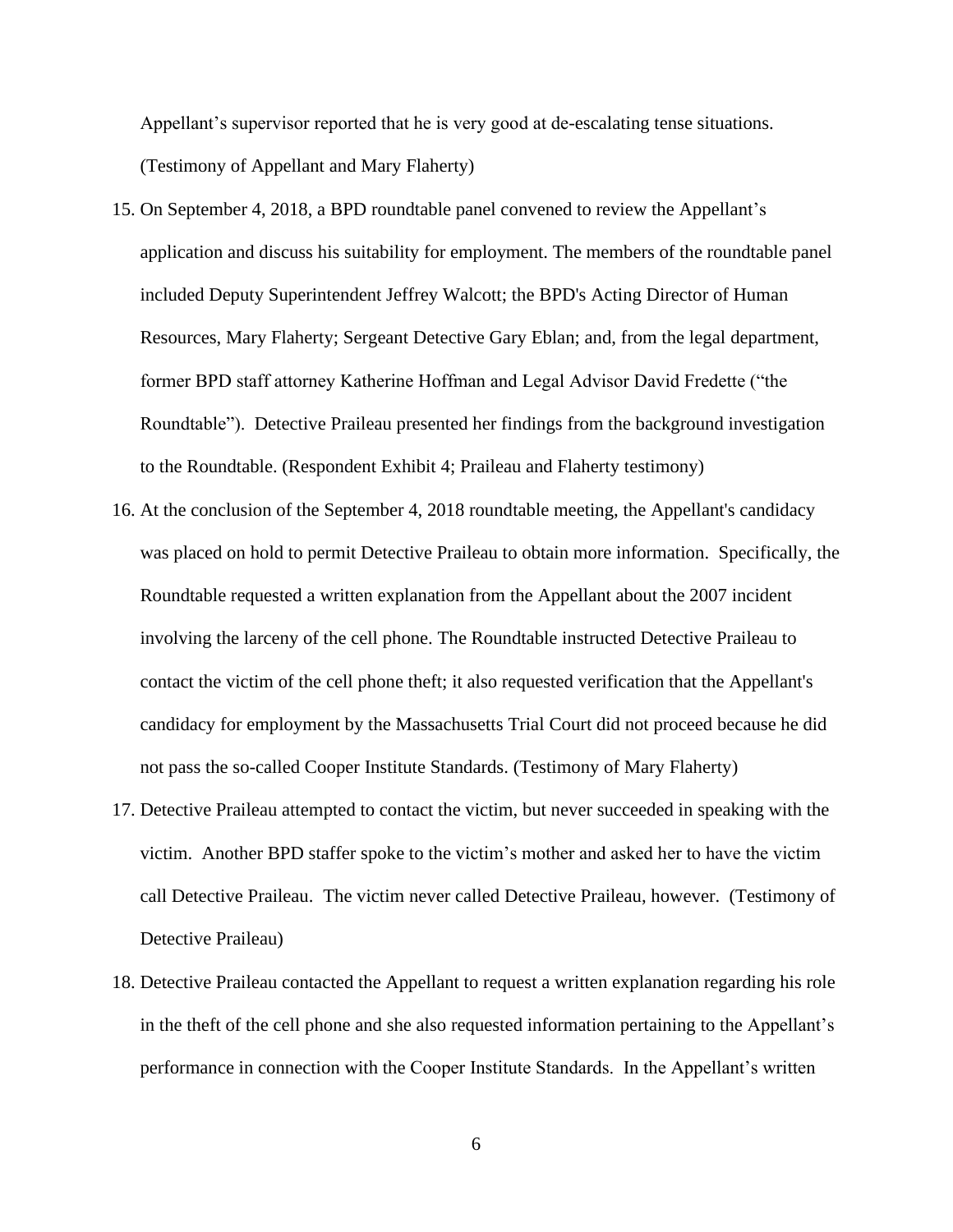Appellant's supervisor reported that he is very good at de-escalating tense situations. (Testimony of Appellant and Mary Flaherty)

15. On September 4, 2018, a BPD roundtable panel convened to review the Appellant's application and discuss his suitability for employment. The members of the roundtable panel included Deputy Superintendent Jeffrey Walcott; the BPD's Acting Director of Human Resources, Mary Flaherty; Sergeant Detective Gary Eblan; and, from the legal department, former BPD staff attorney Katherine Hoffman and Legal Advisor David Fredette ("the Roundtable"). Detective Praileau presented her findings from the background investigation to the Roundtable. (Respondent Exhibit 4; Praileau and Flaherty testimony)
16. At the conclusion of the September 4, 2018 roundtable meeting, the Appellant's candidacy was placed on hold to permit Detective Praileau to obtain more information. Specifically, the Roundtable requested a written explanation from the Appellant about the 2007 incident involving the larceny of the cell phone. The Roundtable instructed Detective Praileau to contact the victim of the cell phone theft; it also requested verification that the Appellant's candidacy for employment by the Massachusetts Trial Court did not proceed because he did not pass the so-called Cooper Institute Standards. (Testimony of Mary Flaherty)
17. Detective Praileau attempted to contact the victim, but never succeeded in speaking with the victim. Another BPD staffer spoke to the victim's mother and asked her to have the victim call Detective Praileau. The victim never called Detective Praileau, however. (Testimony of Detective Praileau)
18. Detective Praileau contacted the Appellant to request a written explanation regarding his role in the theft of the cell phone and she also requested information pertaining to the Appellant's performance in connection with the Cooper Institute Standards. In the Appellant's written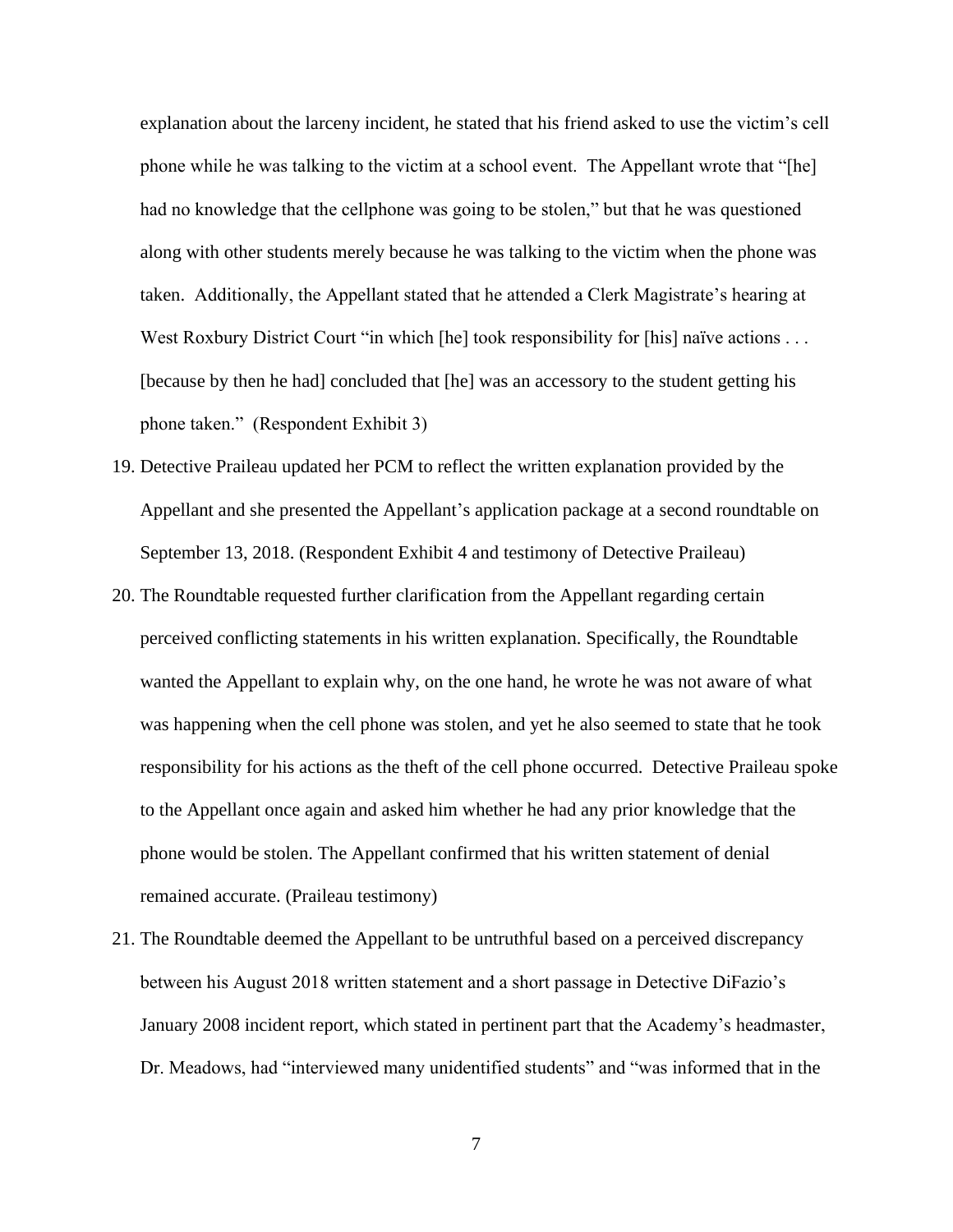explanation about the larceny incident, he stated that his friend asked to use the victim's cell phone while he was talking to the victim at a school event. The Appellant wrote that "[he] had no knowledge that the cellphone was going to be stolen," but that he was questioned along with other students merely because he was talking to the victim when the phone was taken. Additionally, the Appellant stated that he attended a Clerk Magistrate's hearing at West Roxbury District Court "in which [he] took responsibility for [his] naïve actions . . . [because by then he had] concluded that [he] was an accessory to the student getting his phone taken." (Respondent Exhibit 3)

19. Detective Praileau updated her PCM to reflect the written explanation provided by the Appellant and she presented the Appellant's application package at a second roundtable on September 13, 2018. (Respondent Exhibit 4 and testimony of Detective Praileau)
20. The Roundtable requested further clarification from the Appellant regarding certain perceived conflicting statements in his written explanation. Specifically, the Roundtable wanted the Appellant to explain why, on the one hand, he wrote he was not aware of what was happening when the cell phone was stolen, and yet he also seemed to state that he took responsibility for his actions as the theft of the cell phone occurred. Detective Praileau spoke to the Appellant once again and asked him whether he had any prior knowledge that the phone would be stolen. The Appellant confirmed that his written statement of denial remained accurate. (Praileau testimony)
21. The Roundtable deemed the Appellant to be untruthful based on a perceived discrepancy between his August 2018 written statement and a short passage in Detective DiFazio's January 2008 incident report, which stated in pertinent part that the Academy's headmaster, Dr. Meadows, had "interviewed many unidentified students" and "was informed that in the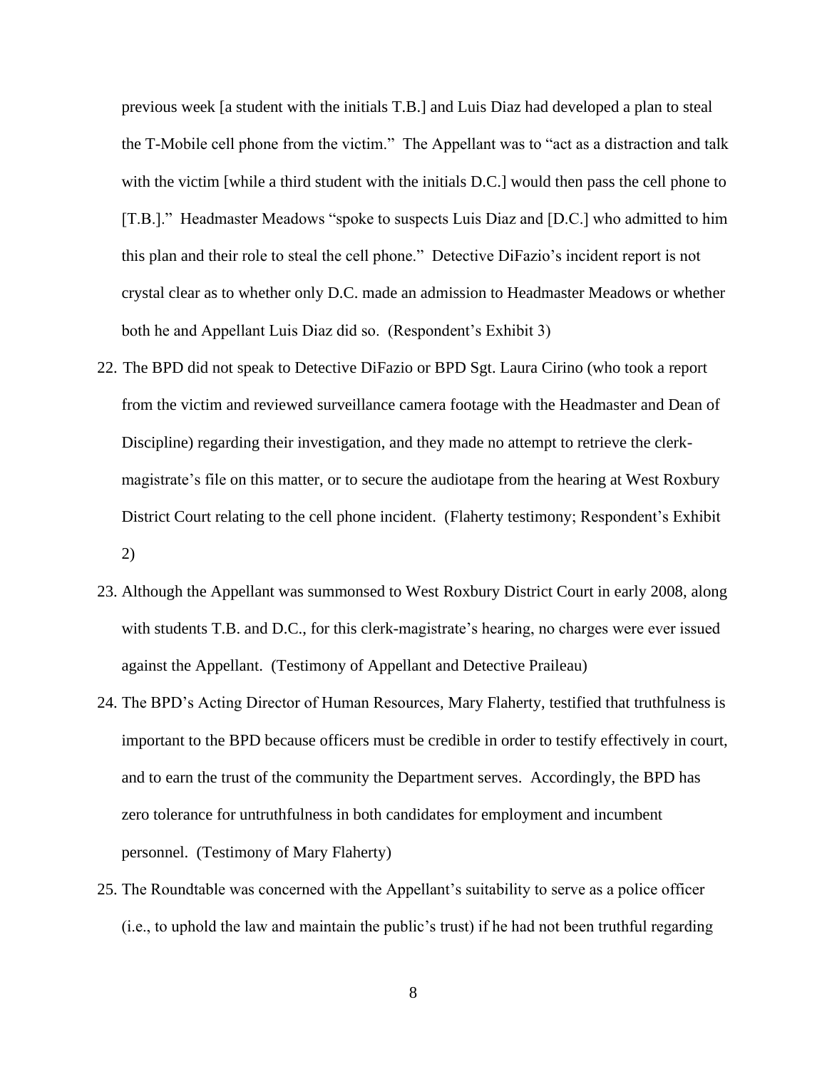previous week [a student with the initials T.B.] and Luis Diaz had developed a plan to steal the T-Mobile cell phone from the victim." The Appellant was to "act as a distraction and talk with the victim [while a third student with the initials D.C.] would then pass the cell phone to [T.B.]." Headmaster Meadows "spoke to suspects Luis Diaz and [D.C.] who admitted to him this plan and their role to steal the cell phone." Detective DiFazio's incident report is not crystal clear as to whether only D.C. made an admission to Headmaster Meadows or whether both he and Appellant Luis Diaz did so. (Respondent's Exhibit 3)

22. The BPD did not speak to Detective DiFazio or BPD Sgt. Laura Cirino (who took a report from the victim and reviewed surveillance camera footage with the Headmaster and Dean of Discipline) regarding their investigation, and they made no attempt to retrieve the clerk-magistrate's file on this matter, or to secure the audiotape from the hearing at West Roxbury District Court relating to the cell phone incident. (Flaherty testimony; Respondent's Exhibit 2)

23. Although the Appellant was summonsed to West Roxbury District Court in early 2008, along with students T.B. and D.C., for this clerk-magistrate's hearing, no charges were ever issued against the Appellant. (Testimony of Appellant and Detective Praileau)

24. The BPD's Acting Director of Human Resources, Mary Flaherty, testified that truthfulness is important to the BPD because officers must be credible in order to testify effectively in court, and to earn the trust of the community the Department serves. Accordingly, the BPD has zero tolerance for untruthfulness in both candidates for employment and incumbent personnel. (Testimony of Mary Flaherty)

25. The Roundtable was concerned with the Appellant's suitability to serve as a police officer (i.e., to uphold the law and maintain the public's trust) if he had not been truthful regarding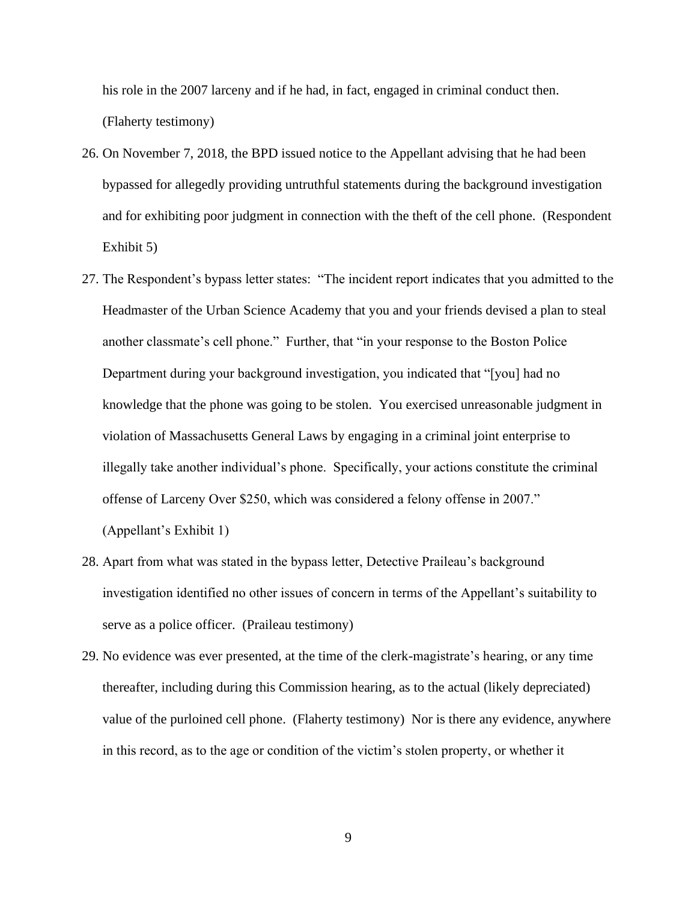his role in the 2007 larceny and if he had, in fact, engaged in criminal conduct then. (Flaherty testimony)

26. On November 7, 2018, the BPD issued notice to the Appellant advising that he had been bypassed for allegedly providing untruthful statements during the background investigation and for exhibiting poor judgment in connection with the theft of the cell phone. (Respondent Exhibit 5)

27. The Respondent's bypass letter states: "The incident report indicates that you admitted to the Headmaster of the Urban Science Academy that you and your friends devised a plan to steal another classmate's cell phone." Further, that "in your response to the Boston Police Department during your background investigation, you indicated that "[you] had no knowledge that the phone was going to be stolen. You exercised unreasonable judgment in violation of Massachusetts General Laws by engaging in a criminal joint enterprise to illegally take another individual's phone. Specifically, your actions constitute the criminal offense of Larceny Over $250, which was considered a felony offense in 2007." (Appellant's Exhibit 1)

28. Apart from what was stated in the bypass letter, Detective Praileau's background investigation identified no other issues of concern in terms of the Appellant's suitability to serve as a police officer. (Praileau testimony)

29. No evidence was ever presented, at the time of the clerk-magistrate's hearing, or any time thereafter, including during this Commission hearing, as to the actual (likely depreciated) value of the purloined cell phone. (Flaherty testimony) Nor is there any evidence, anywhere in this record, as to the age or condition of the victim's stolen property, or whether it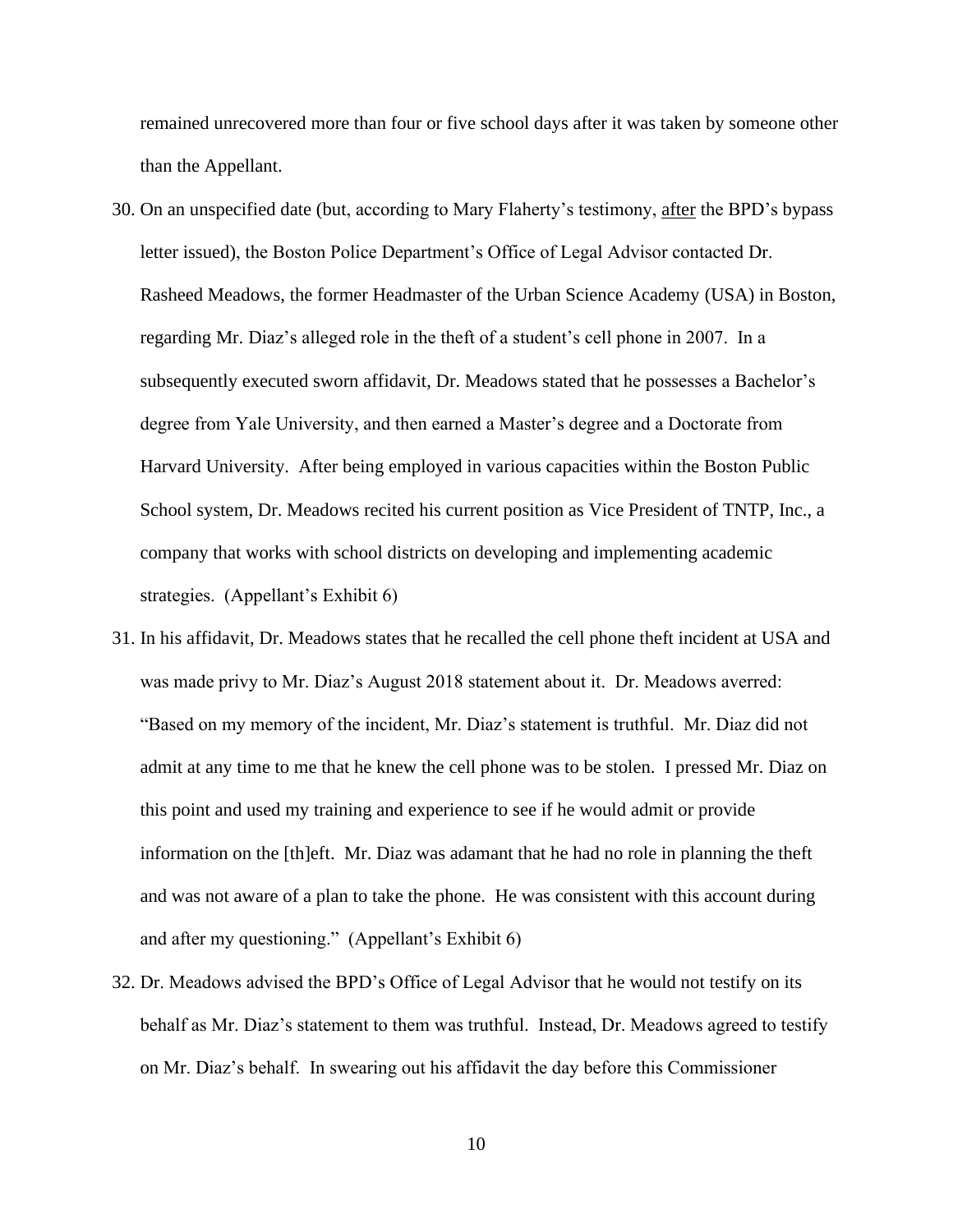remained unrecovered more than four or five school days after it was taken by someone other than the Appellant.

30. On an unspecified date (but, according to Mary Flaherty's testimony, <u>after</u> the BPD's bypass letter issued), the Boston Police Department's Office of Legal Advisor contacted Dr. Rasheed Meadows, the former Headmaster of the Urban Science Academy (USA) in Boston, regarding Mr. Diaz's alleged role in the theft of a student's cell phone in 2007. In a subsequently executed sworn affidavit, Dr. Meadows stated that he possesses a Bachelor's degree from Yale University, and then earned a Master's degree and a Doctorate from Harvard University. After being employed in various capacities within the Boston Public School system, Dr. Meadows recited his current position as Vice President of TNTP, Inc., a company that works with school districts on developing and implementing academic strategies. (Appellant's Exhibit 6)

31. In his affidavit, Dr. Meadows states that he recalled the cell phone theft incident at USA and was made privy to Mr. Diaz's August 2018 statement about it. Dr. Meadows averred: "Based on my memory of the incident, Mr. Diaz's statement is truthful. Mr. Diaz did not admit at any time to me that he knew the cell phone was to be stolen. I pressed Mr. Diaz on this point and used my training and experience to see if he would admit or provide information on the [th]eft. Mr. Diaz was adamant that he had no role in planning the theft and was not aware of a plan to take the phone. He was consistent with this account during and after my questioning." (Appellant's Exhibit 6)

32. Dr. Meadows advised the BPD's Office of Legal Advisor that he would not testify on its behalf as Mr. Diaz's statement to them was truthful. Instead, Dr. Meadows agreed to testify on Mr. Diaz's behalf. In swearing out his affidavit the day before this Commissioner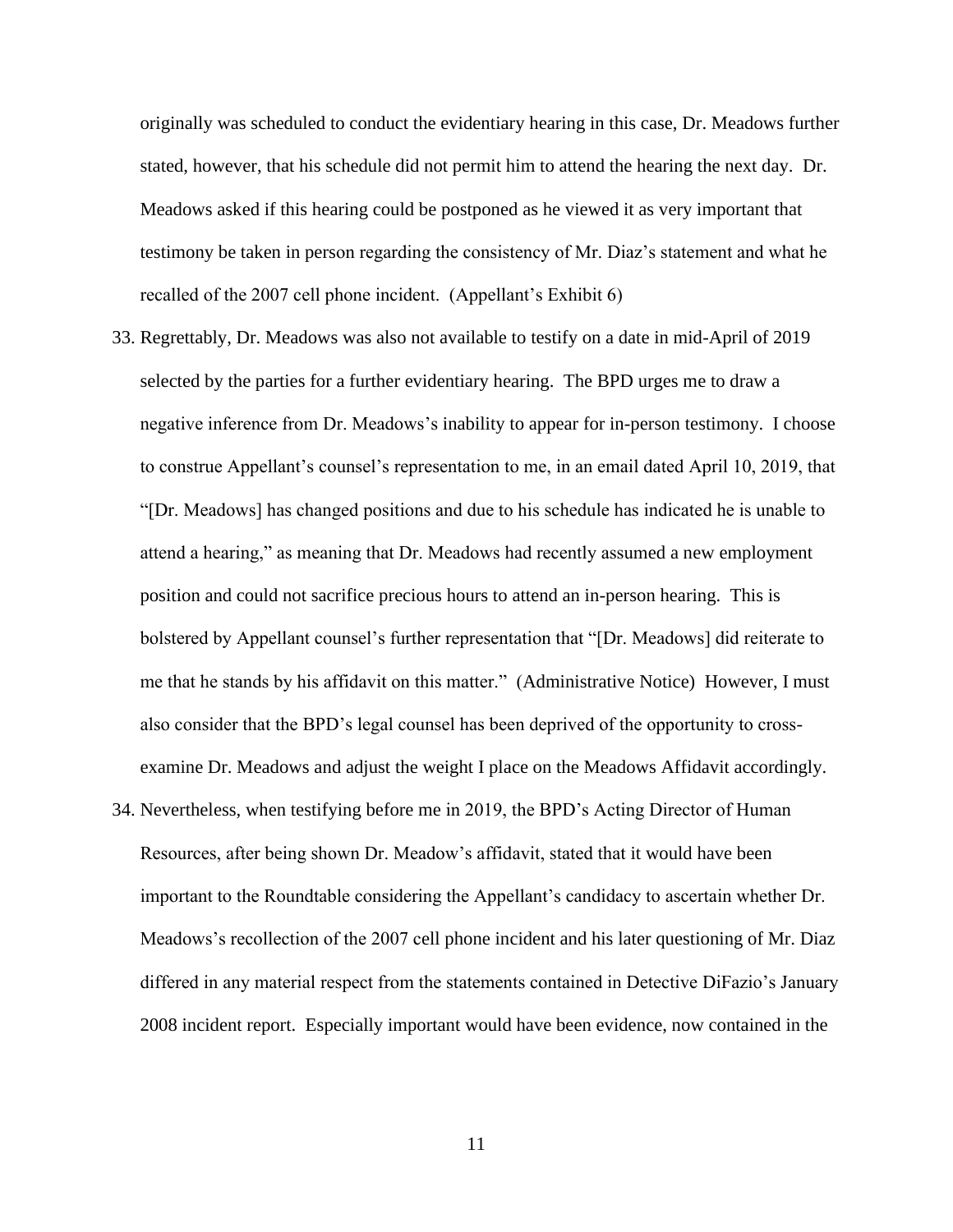originally was scheduled to conduct the evidentiary hearing in this case, Dr. Meadows further stated, however, that his schedule did not permit him to attend the hearing the next day. Dr. Meadows asked if this hearing could be postponed as he viewed it as very important that testimony be taken in person regarding the consistency of Mr. Diaz's statement and what he recalled of the 2007 cell phone incident. (Appellant's Exhibit 6)

33. Regrettably, Dr. Meadows was also not available to testify on a date in mid-April of 2019 selected by the parties for a further evidentiary hearing. The BPD urges me to draw a negative inference from Dr. Meadows's inability to appear for in-person testimony. I choose to construe Appellant's counsel's representation to me, in an email dated April 10, 2019, that "[Dr. Meadows] has changed positions and due to his schedule has indicated he is unable to attend a hearing," as meaning that Dr. Meadows had recently assumed a new employment position and could not sacrifice precious hours to attend an in-person hearing. This is bolstered by Appellant counsel's further representation that "[Dr. Meadows] did reiterate to me that he stands by his affidavit on this matter." (Administrative Notice) However, I must also consider that the BPD's legal counsel has been deprived of the opportunity to cross-examine Dr. Meadows and adjust the weight I place on the Meadows Affidavit accordingly.

34. Nevertheless, when testifying before me in 2019, the BPD's Acting Director of Human Resources, after being shown Dr. Meadow's affidavit, stated that it would have been important to the Roundtable considering the Appellant's candidacy to ascertain whether Dr. Meadows's recollection of the 2007 cell phone incident and his later questioning of Mr. Diaz differed in any material respect from the statements contained in Detective DiFazio's January 2008 incident report. Especially important would have been evidence, now contained in the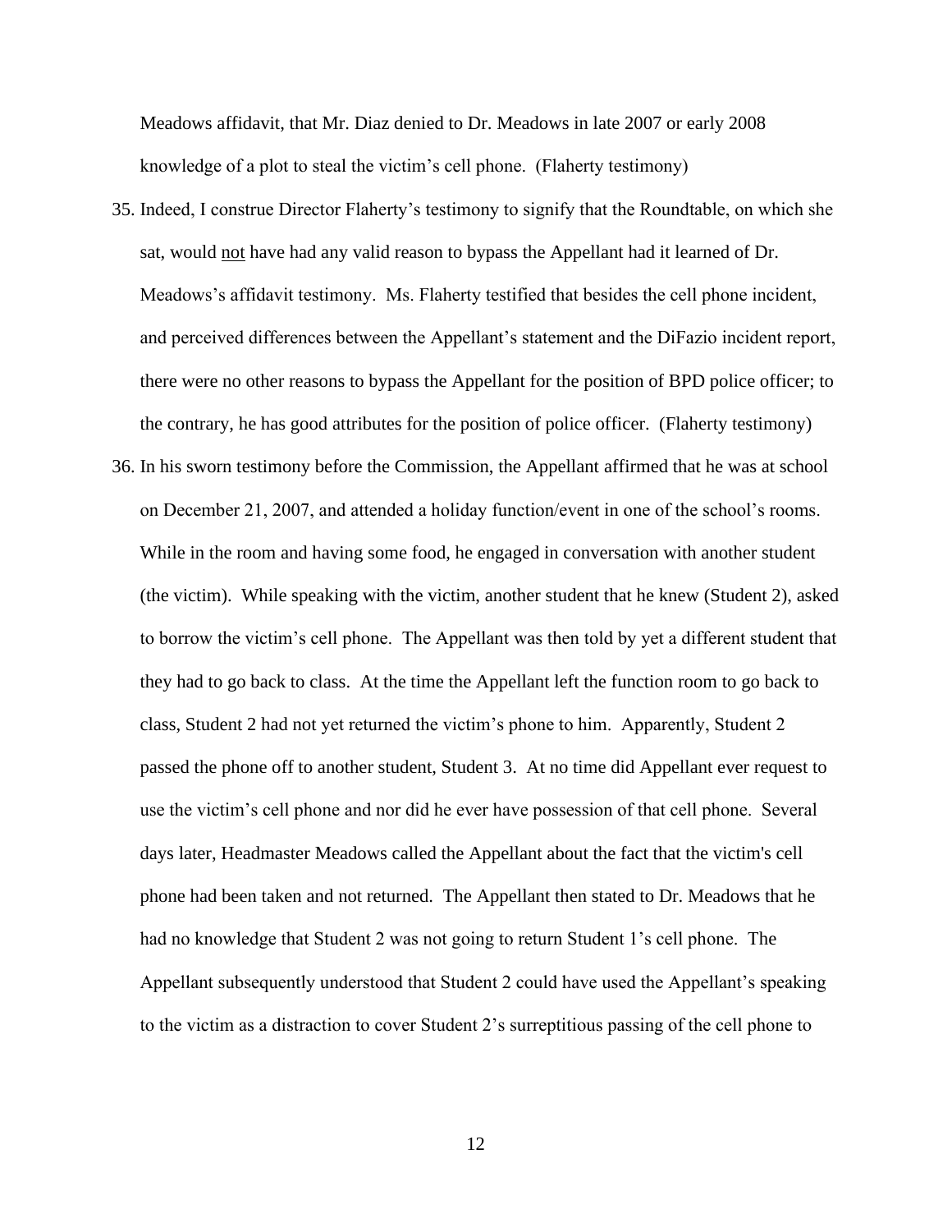Meadows affidavit, that Mr. Diaz denied to Dr. Meadows in late 2007 or early 2008 knowledge of a plot to steal the victim's cell phone. (Flaherty testimony)

35. Indeed, I construe Director Flaherty's testimony to signify that the Roundtable, on which she sat, would <u>not</u> have had any valid reason to bypass the Appellant had it learned of Dr. Meadows's affidavit testimony. Ms. Flaherty testified that besides the cell phone incident, and perceived differences between the Appellant's statement and the DiFazio incident report, there were no other reasons to bypass the Appellant for the position of BPD police officer; to the contrary, he has good attributes for the position of police officer. (Flaherty testimony)
36. In his sworn testimony before the Commission, the Appellant affirmed that he was at school on December 21, 2007, and attended a holiday function/event in one of the school's rooms. While in the room and having some food, he engaged in conversation with another student (the victim). While speaking with the victim, another student that he knew (Student 2), asked to borrow the victim's cell phone. The Appellant was then told by yet a different student that they had to go back to class. At the time the Appellant left the function room to go back to class, Student 2 had not yet returned the victim's phone to him. Apparently, Student 2 passed the phone off to another student, Student 3. At no time did Appellant ever request to use the victim's cell phone and nor did he ever have possession of that cell phone. Several days later, Headmaster Meadows called the Appellant about the fact that the victim's cell phone had been taken and not returned. The Appellant then stated to Dr. Meadows that he had no knowledge that Student 2 was not going to return Student 1's cell phone. The Appellant subsequently understood that Student 2 could have used the Appellant's speaking to the victim as a distraction to cover Student 2's surreptitious passing of the cell phone to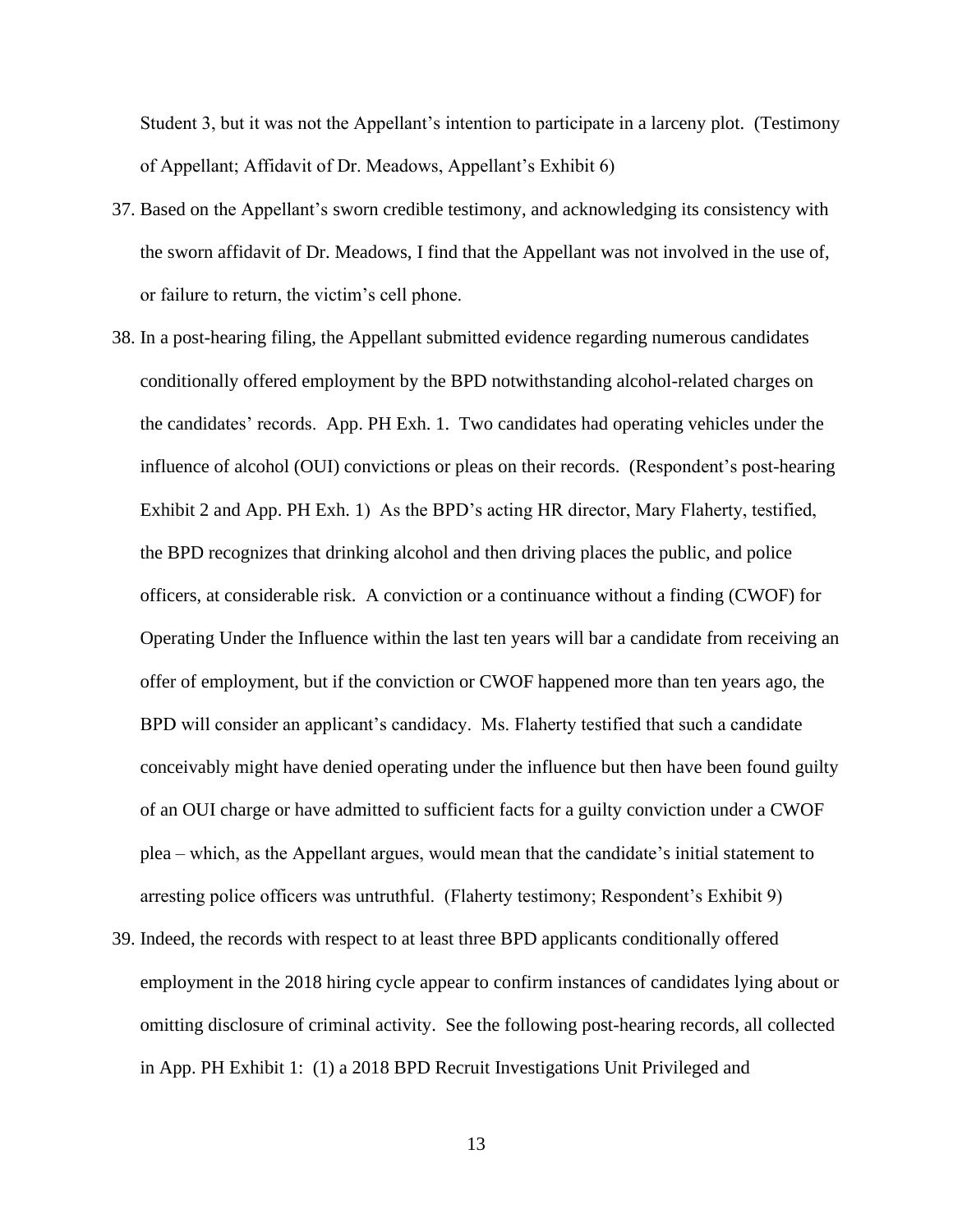Student 3, but it was not the Appellant's intention to participate in a larceny plot. (Testimony of Appellant; Affidavit of Dr. Meadows, Appellant's Exhibit 6)

37. Based on the Appellant's sworn credible testimony, and acknowledging its consistency with the sworn affidavit of Dr. Meadows, I find that the Appellant was not involved in the use of, or failure to return, the victim's cell phone.

38. In a post-hearing filing, the Appellant submitted evidence regarding numerous candidates conditionally offered employment by the BPD notwithstanding alcohol-related charges on the candidates' records. App. PH Exh. 1. Two candidates had operating vehicles under the influence of alcohol (OUI) convictions or pleas on their records. (Respondent's post-hearing Exhibit 2 and App. PH Exh. 1) As the BPD's acting HR director, Mary Flaherty, testified, the BPD recognizes that drinking alcohol and then driving places the public, and police officers, at considerable risk. A conviction or a continuance without a finding (CWOF) for Operating Under the Influence within the last ten years will bar a candidate from receiving an offer of employment, but if the conviction or CWOF happened more than ten years ago, the BPD will consider an applicant's candidacy. Ms. Flaherty testified that such a candidate conceivably might have denied operating under the influence but then have been found guilty of an OUI charge or have admitted to sufficient facts for a guilty conviction under a CWOF plea – which, as the Appellant argues, would mean that the candidate's initial statement to arresting police officers was untruthful. (Flaherty testimony; Respondent's Exhibit 9)

39. Indeed, the records with respect to at least three BPD applicants conditionally offered employment in the 2018 hiring cycle appear to confirm instances of candidates lying about or omitting disclosure of criminal activity. See the following post-hearing records, all collected in App. PH Exhibit 1: (1) a 2018 BPD Recruit Investigations Unit Privileged and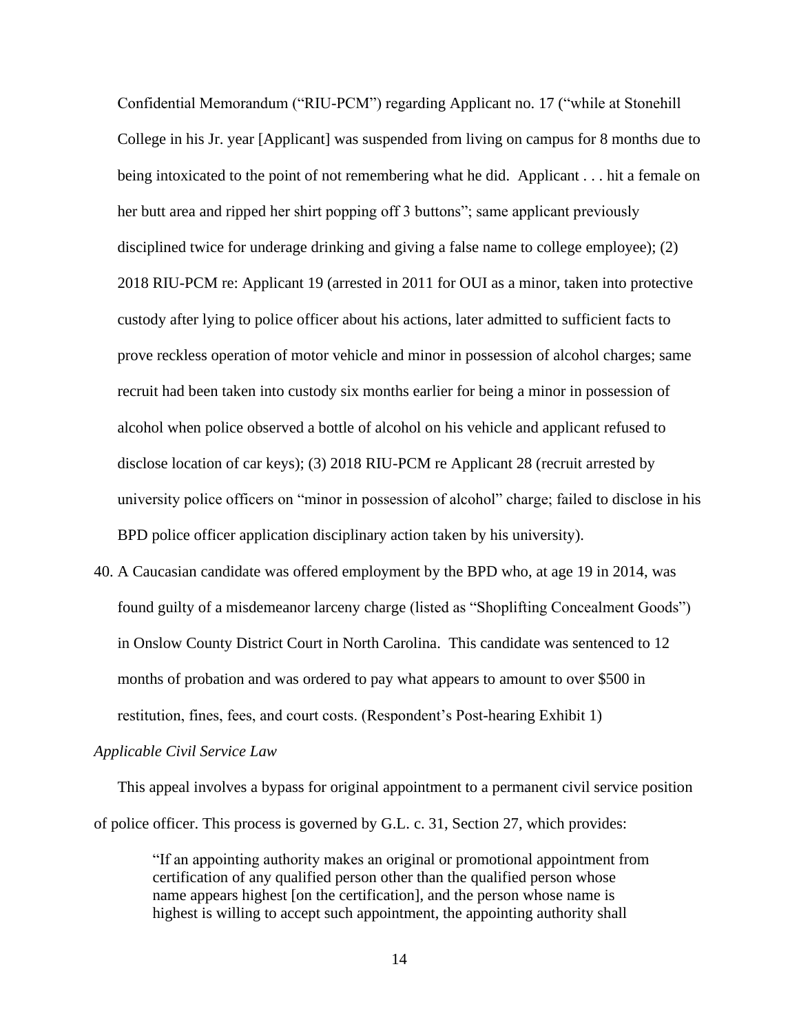Confidential Memorandum ("RIU-PCM") regarding Applicant no. 17 ("while at Stonehill College in his Jr. year [Applicant] was suspended from living on campus for 8 months due to being intoxicated to the point of not remembering what he did. Applicant . . . hit a female on her butt area and ripped her shirt popping off 3 buttons"; same applicant previously disciplined twice for underage drinking and giving a false name to college employee); (2) 2018 RIU-PCM re: Applicant 19 (arrested in 2011 for OUI as a minor, taken into protective custody after lying to police officer about his actions, later admitted to sufficient facts to prove reckless operation of motor vehicle and minor in possession of alcohol charges; same recruit had been taken into custody six months earlier for being a minor in possession of alcohol when police observed a bottle of alcohol on his vehicle and applicant refused to disclose location of car keys); (3) 2018 RIU-PCM re Applicant 28 (recruit arrested by university police officers on "minor in possession of alcohol" charge; failed to disclose in his BPD police officer application disciplinary action taken by his university).

40. A Caucasian candidate was offered employment by the BPD who, at age 19 in 2014, was found guilty of a misdemeanor larceny charge (listed as "Shoplifting Concealment Goods") in Onslow County District Court in North Carolina. This candidate was sentenced to 12 months of probation and was ordered to pay what appears to amount to over $500 in restitution, fines, fees, and court costs. (Respondent's Post-hearing Exhibit 1)

*Applicable Civil Service Law*

This appeal involves a bypass for original appointment to a permanent civil service position of police officer. This process is governed by G.L. c. 31, Section 27, which provides:

> "If an appointing authority makes an original or promotional appointment from certification of any qualified person other than the qualified person whose name appears highest [on the certification], and the person whose name is highest is willing to accept such appointment, the appointing authority shall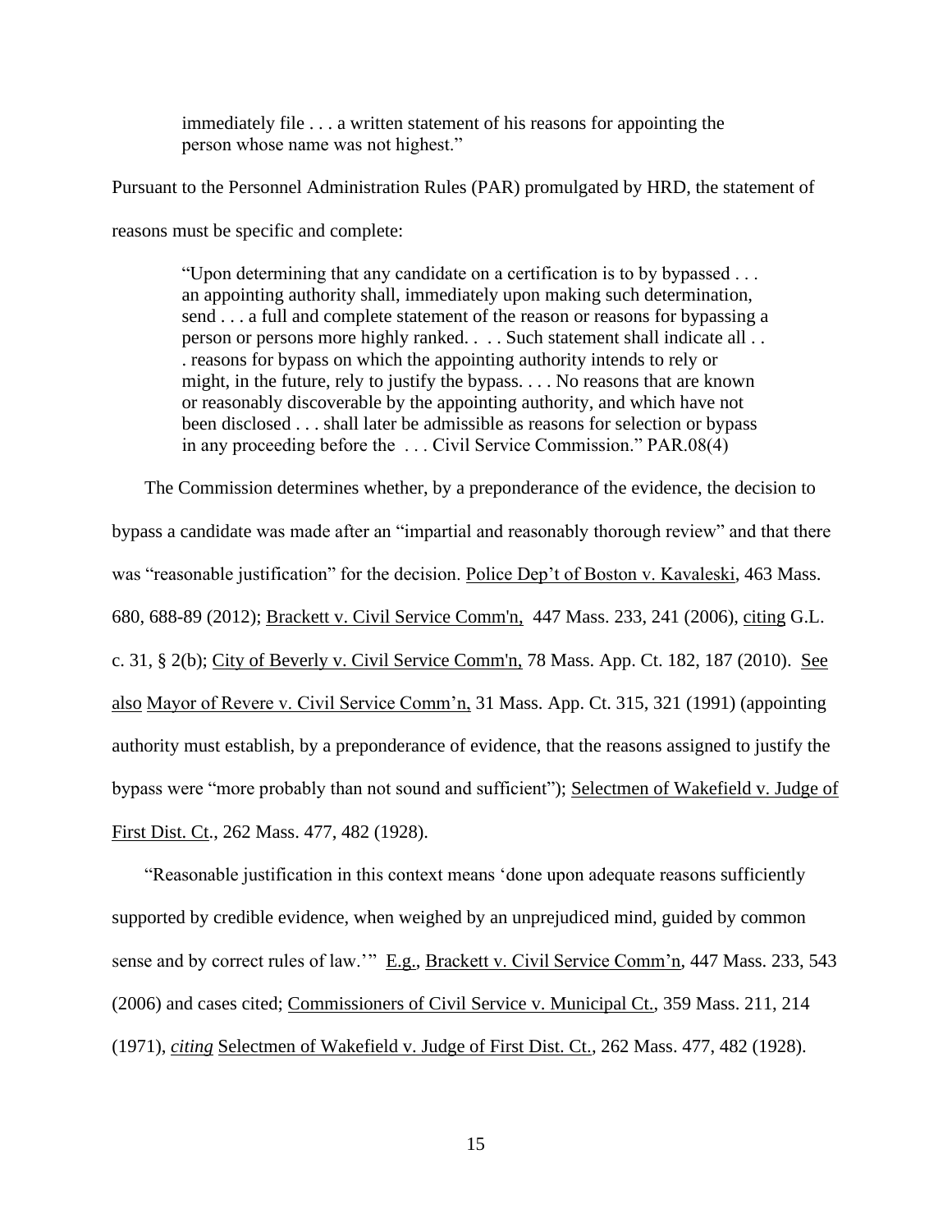> immediately file . . . a written statement of his reasons for appointing the person whose name was not highest."

Pursuant to the Personnel Administration Rules (PAR) promulgated by HRD, the statement of reasons must be specific and complete:

> "Upon determining that any candidate on a certification is to by bypassed . . . an appointing authority shall, immediately upon making such determination, send . . . a full and complete statement of the reason or reasons for bypassing a person or persons more highly ranked. . . . Such statement shall indicate all . . . reasons for bypass on which the appointing authority intends to rely or might, in the future, rely to justify the bypass. . . . No reasons that are known or reasonably discoverable by the appointing authority, and which have not been disclosed . . . shall later be admissible as reasons for selection or bypass in any proceeding before the . . . Civil Service Commission." PAR.08(4)

The Commission determines whether, by a preponderance of the evidence, the decision to bypass a candidate was made after an "impartial and reasonably thorough review" and that there was "reasonable justification" for the decision. Police Dep't of Boston v. Kavaleski, 463 Mass. 680, 688-89 (2012); Brackett v. Civil Service Comm'n, 447 Mass. 233, 241 (2006), citing G.L. c. 31, § 2(b); City of Beverly v. Civil Service Comm'n, 78 Mass. App. Ct. 182, 187 (2010). See also Mayor of Revere v. Civil Service Comm'n, 31 Mass. App. Ct. 315, 321 (1991) (appointing authority must establish, by a preponderance of evidence, that the reasons assigned to justify the bypass were "more probably than not sound and sufficient"); Selectmen of Wakefield v. Judge of First Dist. Ct., 262 Mass. 477, 482 (1928).

"Reasonable justification in this context means 'done upon adequate reasons sufficiently supported by credible evidence, when weighed by an unprejudiced mind, guided by common sense and by correct rules of law.'" E.g., Brackett v. Civil Service Comm'n, 447 Mass. 233, 543 (2006) and cases cited; Commissioners of Civil Service v. Municipal Ct., 359 Mass. 211, 214 (1971), *citing* Selectmen of Wakefield v. Judge of First Dist. Ct., 262 Mass. 477, 482 (1928).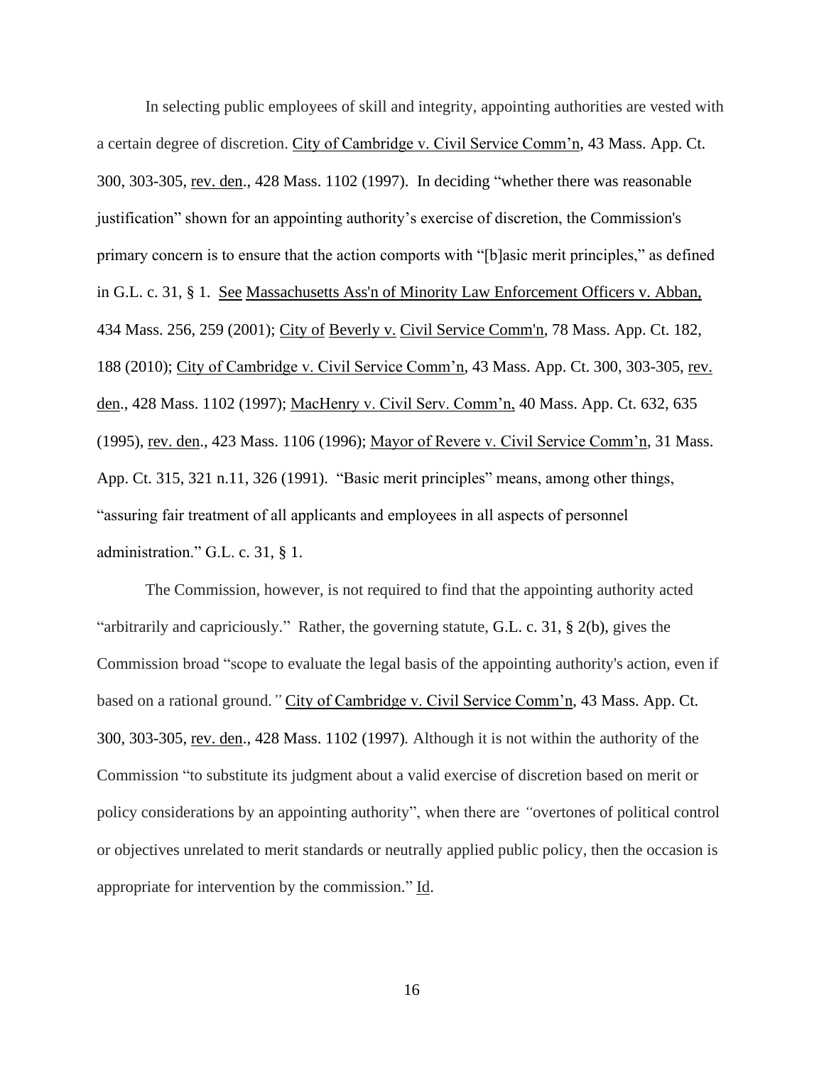In selecting public employees of skill and integrity, appointing authorities are vested with a certain degree of discretion. City of Cambridge v. Civil Service Comm'n, 43 Mass. App. Ct. 300, 303-305, rev. den., 428 Mass. 1102 (1997). In deciding "whether there was reasonable justification" shown for an appointing authority's exercise of discretion, the Commission's primary concern is to ensure that the action comports with "[b]asic merit principles," as defined in G.L. c. 31, § 1. See Massachusetts Ass'n of Minority Law Enforcement Officers v. Abban, 434 Mass. 256, 259 (2001); City of Beverly v. Civil Service Comm'n, 78 Mass. App. Ct. 182, 188 (2010); City of Cambridge v. Civil Service Comm'n, 43 Mass. App. Ct. 300, 303-305, rev. den., 428 Mass. 1102 (1997); MacHenry v. Civil Serv. Comm'n, 40 Mass. App. Ct. 632, 635 (1995), rev. den., 423 Mass. 1106 (1996); Mayor of Revere v. Civil Service Comm'n, 31 Mass. App. Ct. 315, 321 n.11, 326 (1991). "Basic merit principles" means, among other things, "assuring fair treatment of all applicants and employees in all aspects of personnel administration." G.L. c. 31, § 1.

The Commission, however, is not required to find that the appointing authority acted "arbitrarily and capriciously." Rather, the governing statute, G.L. c. 31, § 2(b), gives the Commission broad "scope to evaluate the legal basis of the appointing authority's action, even if based on a rational ground." City of Cambridge v. Civil Service Comm'n, 43 Mass. App. Ct. 300, 303-305, rev. den., 428 Mass. 1102 (1997). Although it is not within the authority of the Commission "to substitute its judgment about a valid exercise of discretion based on merit or policy considerations by an appointing authority", when there are "overtones of political control or objectives unrelated to merit standards or neutrally applied public policy, then the occasion is appropriate for intervention by the commission." Id.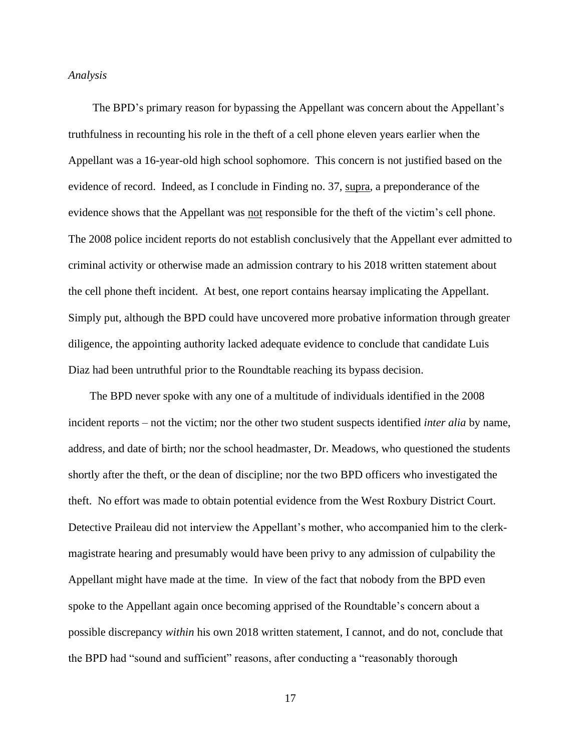*Analysis*

The BPD's primary reason for bypassing the Appellant was concern about the Appellant's truthfulness in recounting his role in the theft of a cell phone eleven years earlier when the Appellant was a 16-year-old high school sophomore. This concern is not justified based on the evidence of record. Indeed, as I conclude in Finding no. 37, supra, a preponderance of the evidence shows that the Appellant was not responsible for the theft of the victim's cell phone. The 2008 police incident reports do not establish conclusively that the Appellant ever admitted to criminal activity or otherwise made an admission contrary to his 2018 written statement about the cell phone theft incident. At best, one report contains hearsay implicating the Appellant. Simply put, although the BPD could have uncovered more probative information through greater diligence, the appointing authority lacked adequate evidence to conclude that candidate Luis Diaz had been untruthful prior to the Roundtable reaching its bypass decision.

The BPD never spoke with any one of a multitude of individuals identified in the 2008 incident reports – not the victim; nor the other two student suspects identified *inter alia* by name, address, and date of birth; nor the school headmaster, Dr. Meadows, who questioned the students shortly after the theft, or the dean of discipline; nor the two BPD officers who investigated the theft. No effort was made to obtain potential evidence from the West Roxbury District Court. Detective Praileau did not interview the Appellant's mother, who accompanied him to the clerk-magistrate hearing and presumably would have been privy to any admission of culpability the Appellant might have made at the time. In view of the fact that nobody from the BPD even spoke to the Appellant again once becoming apprised of the Roundtable's concern about a possible discrepancy *within* his own 2018 written statement, I cannot, and do not, conclude that the BPD had "sound and sufficient" reasons, after conducting a "reasonably thorough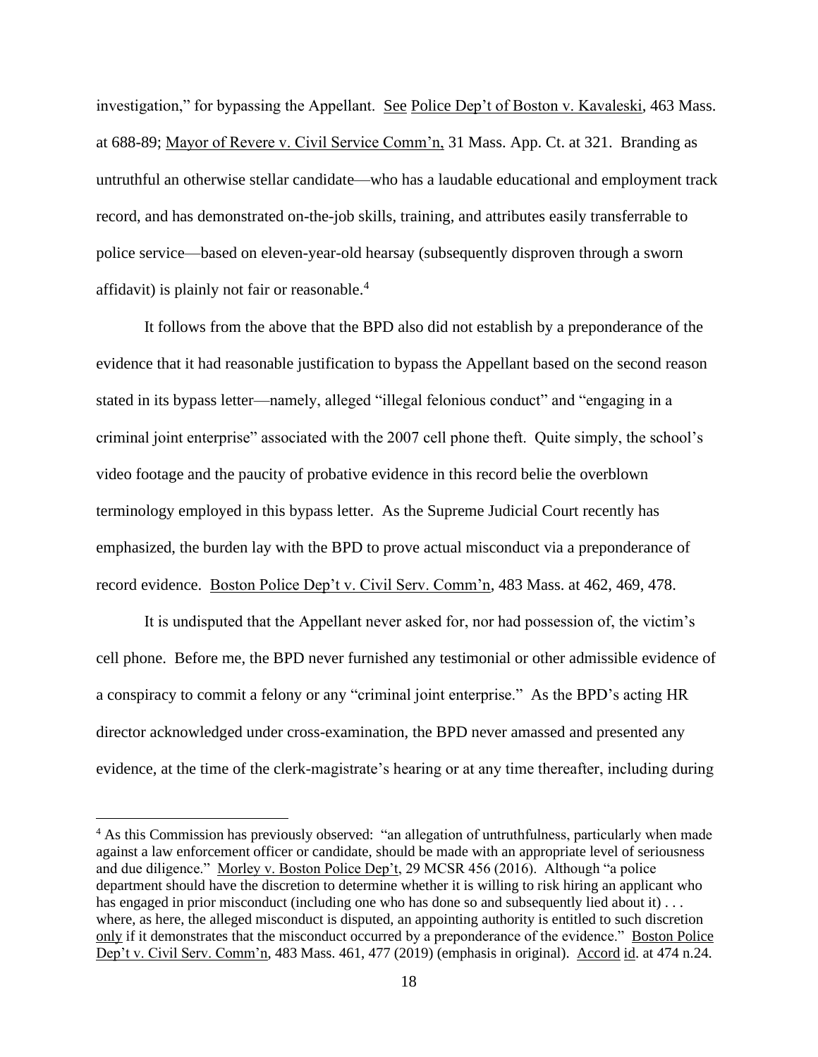investigation," for bypassing the Appellant. See Police Dep't of Boston v. Kavaleski, 463 Mass. at 688-89; Mayor of Revere v. Civil Service Comm'n, 31 Mass. App. Ct. at 321. Branding as untruthful an otherwise stellar candidate—who has a laudable educational and employment track record, and has demonstrated on-the-job skills, training, and attributes easily transferrable to police service—based on eleven-year-old hearsay (subsequently disproven through a sworn affidavit) is plainly not fair or reasonable.[4]

It follows from the above that the BPD also did not establish by a preponderance of the evidence that it had reasonable justification to bypass the Appellant based on the second reason stated in its bypass letter—namely, alleged "illegal felonious conduct" and "engaging in a criminal joint enterprise" associated with the 2007 cell phone theft. Quite simply, the school's video footage and the paucity of probative evidence in this record belie the overblown terminology employed in this bypass letter. As the Supreme Judicial Court recently has emphasized, the burden lay with the BPD to prove actual misconduct via a preponderance of record evidence. Boston Police Dep't v. Civil Serv. Comm'n, 483 Mass. at 462, 469, 478.

It is undisputed that the Appellant never asked for, nor had possession of, the victim's cell phone. Before me, the BPD never furnished any testimonial or other admissible evidence of a conspiracy to commit a felony or any "criminal joint enterprise." As the BPD's acting HR director acknowledged under cross-examination, the BPD never amassed and presented any evidence, at the time of the clerk-magistrate's hearing or at any time thereafter, including during

[4] As this Commission has previously observed: "an allegation of untruthfulness, particularly when made against a law enforcement officer or candidate, should be made with an appropriate level of seriousness and due diligence." Morley v. Boston Police Dep't, 29 MCSR 456 (2016). Although "a police department should have the discretion to determine whether it is willing to risk hiring an applicant who has engaged in prior misconduct (including one who has done so and subsequently lied about it) . . . where, as here, the alleged misconduct is disputed, an appointing authority is entitled to such discretion only if it demonstrates that the misconduct occurred by a preponderance of the evidence." Boston Police Dep't v. Civil Serv. Comm'n, 483 Mass. 461, 477 (2019) (emphasis in original). Accord id. at 474 n.24.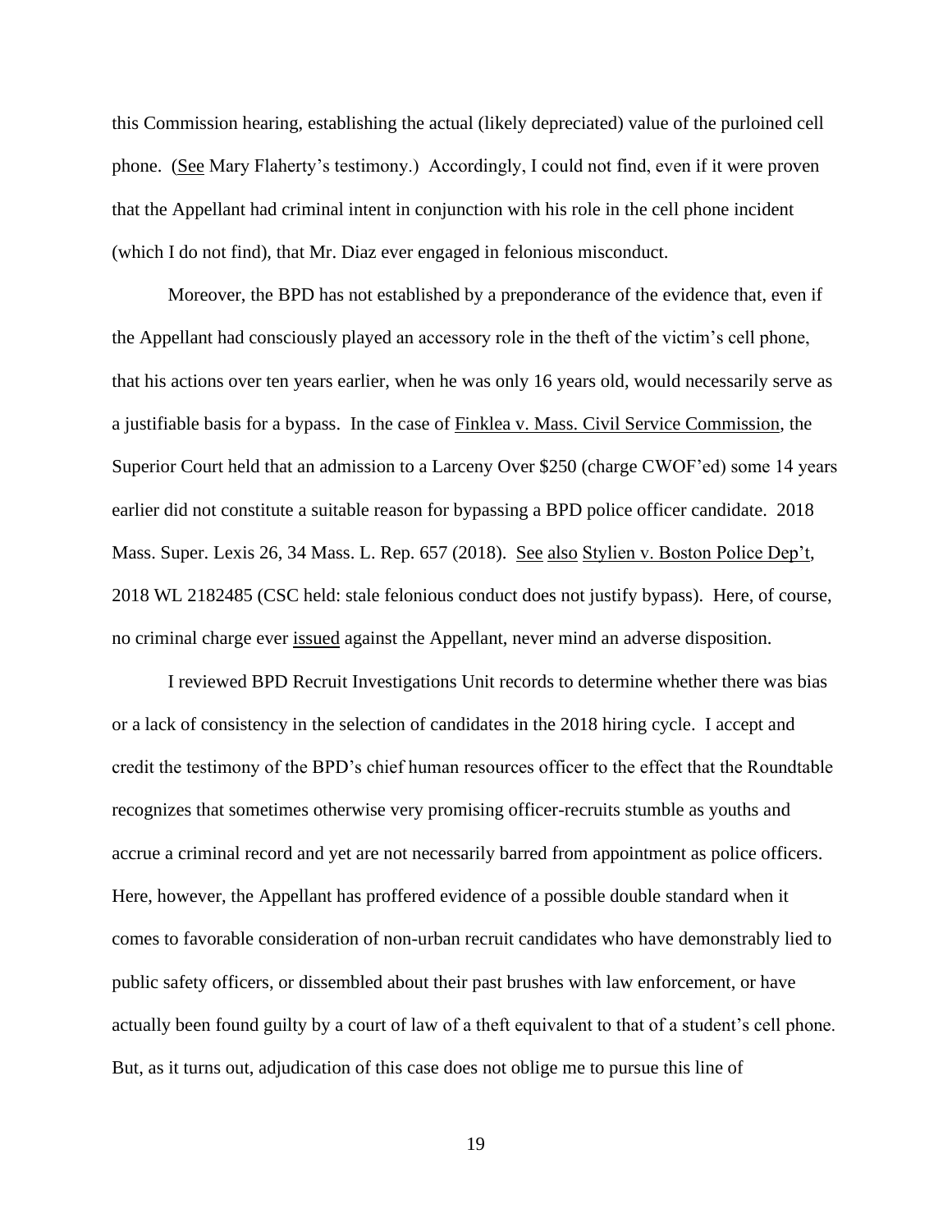this Commission hearing, establishing the actual (likely depreciated) value of the purloined cell phone. (See Mary Flaherty's testimony.) Accordingly, I could not find, even if it were proven that the Appellant had criminal intent in conjunction with his role in the cell phone incident (which I do not find), that Mr. Diaz ever engaged in felonious misconduct.

Moreover, the BPD has not established by a preponderance of the evidence that, even if the Appellant had consciously played an accessory role in the theft of the victim's cell phone, that his actions over ten years earlier, when he was only 16 years old, would necessarily serve as a justifiable basis for a bypass. In the case of Finklea v. Mass. Civil Service Commission, the Superior Court held that an admission to a Larceny Over $250 (charge CWOF'ed) some 14 years earlier did not constitute a suitable reason for bypassing a BPD police officer candidate. 2018 Mass. Super. Lexis 26, 34 Mass. L. Rep. 657 (2018). See also Stylien v. Boston Police Dep't, 2018 WL 2182485 (CSC held: stale felonious conduct does not justify bypass). Here, of course, no criminal charge ever issued against the Appellant, never mind an adverse disposition.

I reviewed BPD Recruit Investigations Unit records to determine whether there was bias or a lack of consistency in the selection of candidates in the 2018 hiring cycle. I accept and credit the testimony of the BPD's chief human resources officer to the effect that the Roundtable recognizes that sometimes otherwise very promising officer-recruits stumble as youths and accrue a criminal record and yet are not necessarily barred from appointment as police officers. Here, however, the Appellant has proffered evidence of a possible double standard when it comes to favorable consideration of non-urban recruit candidates who have demonstrably lied to public safety officers, or dissembled about their past brushes with law enforcement, or have actually been found guilty by a court of law of a theft equivalent to that of a student's cell phone. But, as it turns out, adjudication of this case does not oblige me to pursue this line of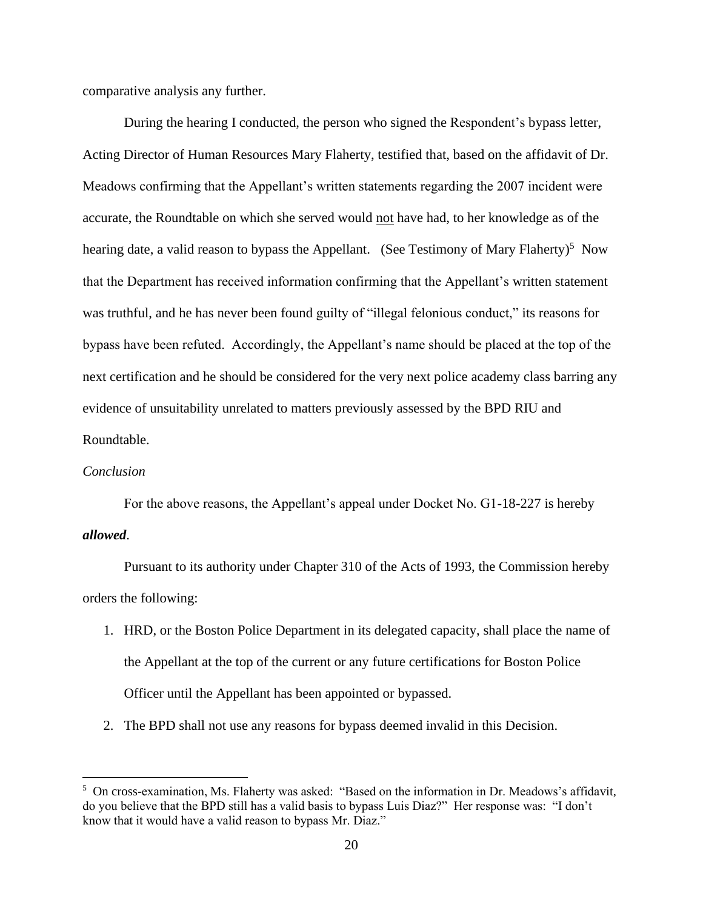comparative analysis any further.

During the hearing I conducted, the person who signed the Respondent's bypass letter, Acting Director of Human Resources Mary Flaherty, testified that, based on the affidavit of Dr. Meadows confirming that the Appellant's written statements regarding the 2007 incident were accurate, the Roundtable on which she served would not have had, to her knowledge as of the hearing date, a valid reason to bypass the Appellant. (See Testimony of Mary Flaherty)[5] Now that the Department has received information confirming that the Appellant's written statement was truthful, and he has never been found guilty of "illegal felonious conduct," its reasons for bypass have been refuted. Accordingly, the Appellant's name should be placed at the top of the next certification and he should be considered for the very next police academy class barring any evidence of unsuitability unrelated to matters previously assessed by the BPD RIU and Roundtable.

*Conclusion*

For the above reasons, the Appellant's appeal under Docket No. G1-18-227 is hereby ***allowed***.

Pursuant to its authority under Chapter 310 of the Acts of 1993, the Commission hereby orders the following:

1. HRD, or the Boston Police Department in its delegated capacity, shall place the name of the Appellant at the top of the current or any future certifications for Boston Police Officer until the Appellant has been appointed or bypassed.
2. The BPD shall not use any reasons for bypass deemed invalid in this Decision.

[5] On cross-examination, Ms. Flaherty was asked: "Based on the information in Dr. Meadows's affidavit, do you believe that the BPD still has a valid basis to bypass Luis Diaz?" Her response was: "I don't know that it would have a valid reason to bypass Mr. Diaz."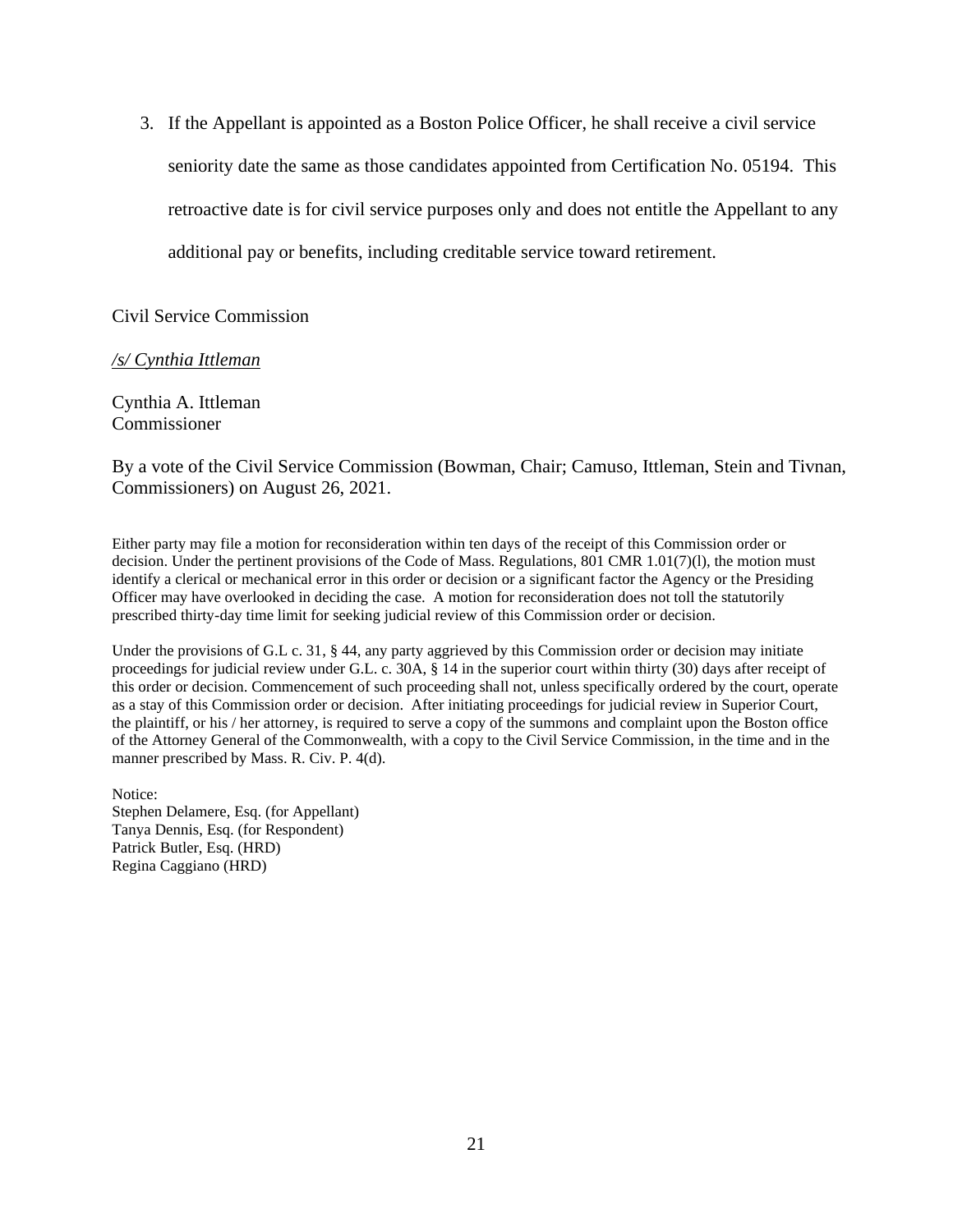3. If the Appellant is appointed as a Boston Police Officer, he shall receive a civil service seniority date the same as those candidates appointed from Certification No. 05194. This retroactive date is for civil service purposes only and does not entitle the Appellant to any additional pay or benefits, including creditable service toward retirement.

Civil Service Commission

*/s/ Cynthia Ittleman*

Cynthia A. Ittleman
Commissioner

By a vote of the Civil Service Commission (Bowman, Chair; Camuso, Ittleman, Stein and Tivnan, Commissioners) on August 26, 2021.

Either party may file a motion for reconsideration within ten days of the receipt of this Commission order or decision. Under the pertinent provisions of the Code of Mass. Regulations, 801 CMR 1.01(7)(l), the motion must identify a clerical or mechanical error in this order or decision or a significant factor the Agency or the Presiding Officer may have overlooked in deciding the case. A motion for reconsideration does not toll the statutorily prescribed thirty-day time limit for seeking judicial review of this Commission order or decision.

Under the provisions of G.L c. 31, § 44, any party aggrieved by this Commission order or decision may initiate proceedings for judicial review under G.L. c. 30A, § 14 in the superior court within thirty (30) days after receipt of this order or decision. Commencement of such proceeding shall not, unless specifically ordered by the court, operate as a stay of this Commission order or decision. After initiating proceedings for judicial review in Superior Court, the plaintiff, or his / her attorney, is required to serve a copy of the summons and complaint upon the Boston office of the Attorney General of the Commonwealth, with a copy to the Civil Service Commission, in the time and in the manner prescribed by Mass. R. Civ. P. 4(d).

Notice:
Stephen Delamere, Esq. (for Appellant)
Tanya Dennis, Esq. (for Respondent)
Patrick Butler, Esq. (HRD)
Regina Caggiano (HRD)